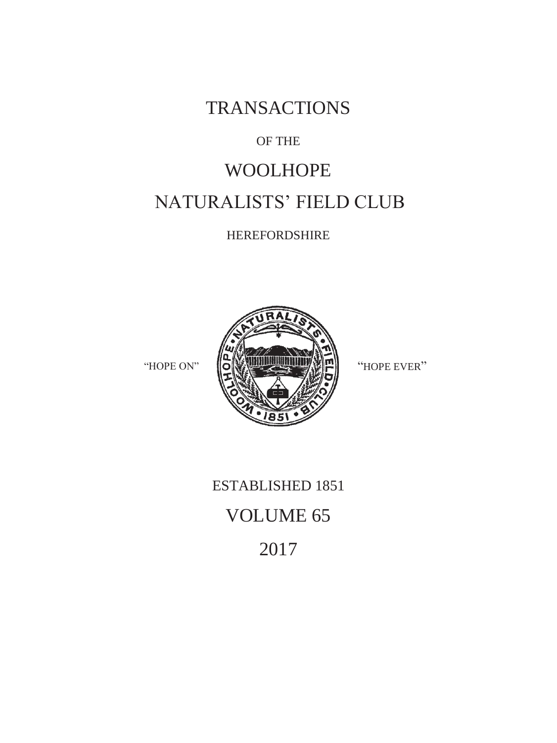# TRANSACTIONS

OF THE

# WOOLHOPE

# NATURALISTS' FIELD CLUB

HEREFORDSHIRE

"HOPE ON" "HOPE EVER"

ESTABLISHED 1851

VOLUME 65

2017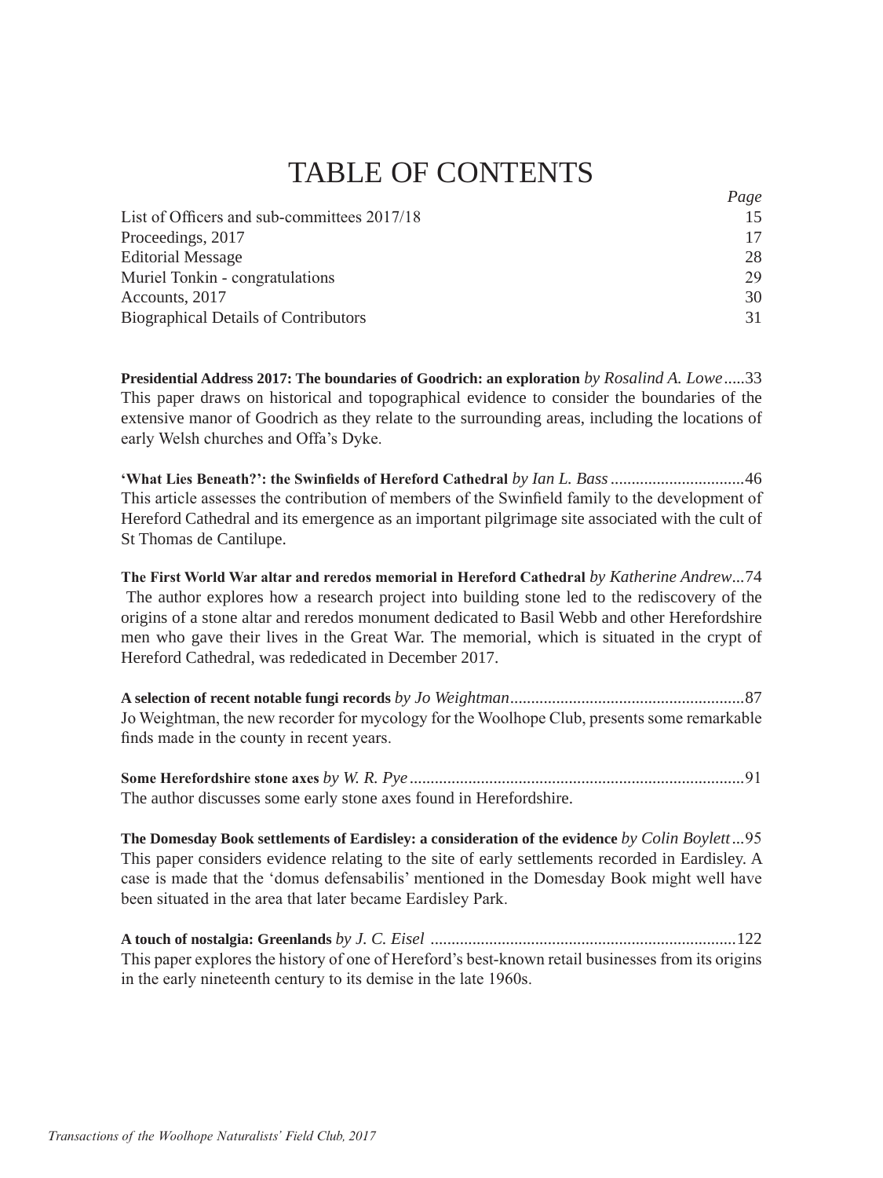# TABLE OF CONTENTS

| | *Page* |
|---|---|
| List of Officers and sub-committees 2017/18 | 15 |
| Proceedings, 2017 | 17 |
| Editorial Message | 28 |
| Muriel Tonkin - congratulations | 29 |
| Accounts, 2017 | 30 |
| Biographical Details of Contributors | 31 |

**Presidential Address 2017: The boundaries of Goodrich: an exploration** *by Rosalind A. Lowe*.....33
This paper draws on historical and topographical evidence to consider the boundaries of the extensive manor of Goodrich as they relate to the surrounding areas, including the locations of early Welsh churches and Offa's Dyke.

**'What Lies Beneath?': the Swinfields of Hereford Cathedral** *by Ian L. Bass*................................46
This article assesses the contribution of members of the Swinfield family to the development of Hereford Cathedral and its emergence as an important pilgrimage site associated with the cult of St Thomas de Cantilupe.

**The First World War altar and reredos memorial in Hereford Cathedral** *by Katherine Andrew*...74
The author explores how a research project into building stone led to the rediscovery of the origins of a stone altar and reredos monument dedicated to Basil Webb and other Herefordshire men who gave their lives in the Great War. The memorial, which is situated in the crypt of Hereford Cathedral, was rededicated in December 2017.

**A selection of recent notable fungi records** *by Jo Weightman*........................................................87
Jo Weightman, the new recorder for mycology for the Woolhope Club, presents some remarkable finds made in the county in recent years.

**Some Herefordshire stone axes** *by W. R. Pye*................................................................................91
The author discusses some early stone axes found in Herefordshire.

**The Domesday Book settlements of Eardisley: a consideration of the evidence** *by Colin Boylett*...95
This paper considers evidence relating to the site of early settlements recorded in Eardisley. A case is made that the 'domus defensabilis' mentioned in the Domesday Book might well have been situated in the area that later became Eardisley Park.

**A touch of nostalgia: Greenlands** *by J. C. Eisel* .........................................................................122
This paper explores the history of one of Hereford's best-known retail businesses from its origins in the early nineteenth century to its demise in the late 1960s.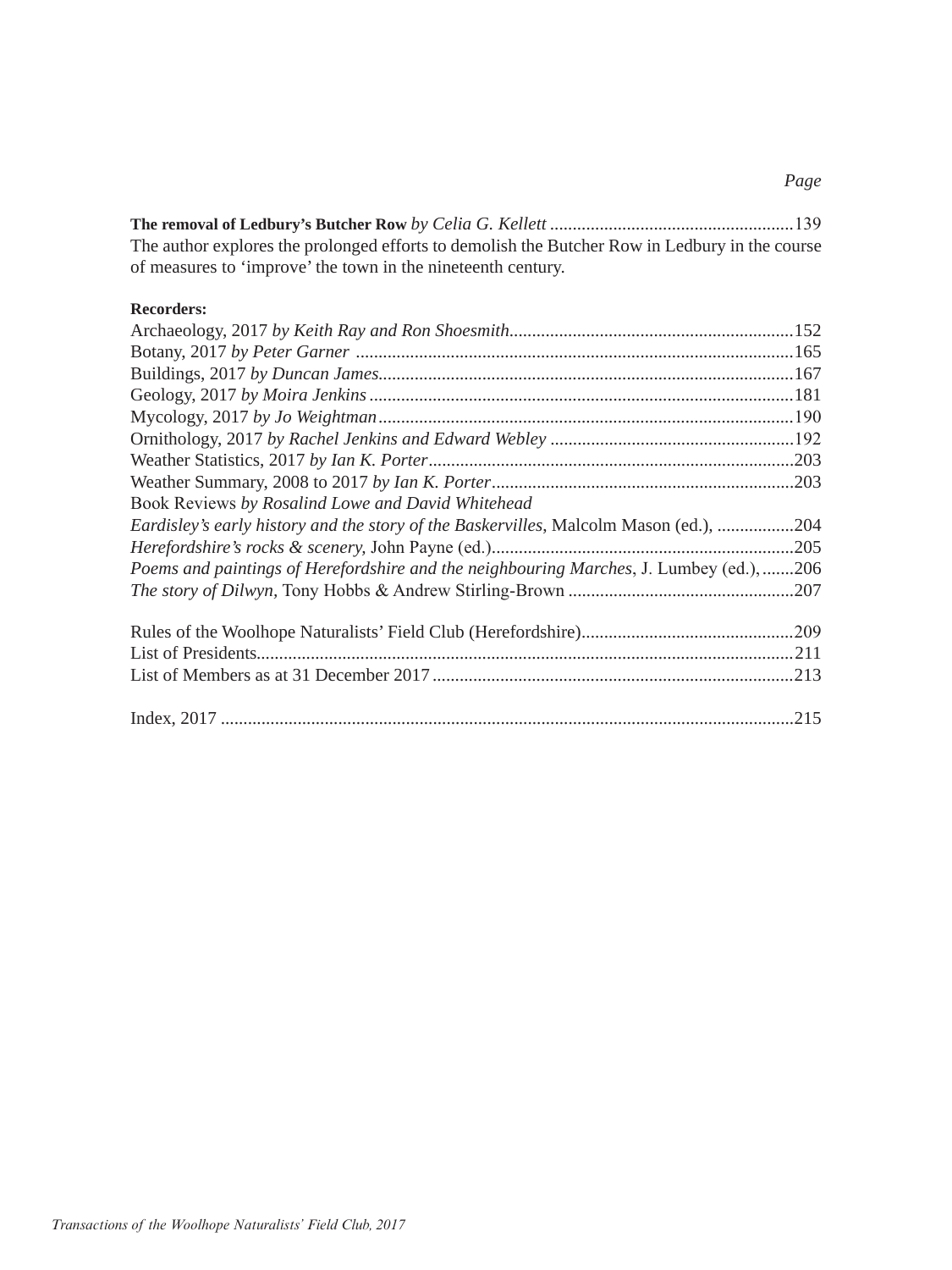*Page*

**The removal of Ledbury's Butcher Row** *by Celia G. Kellett* ......................................................139
The author explores the prolonged efforts to demolish the Butcher Row in Ledbury in the course of measures to 'improve' the town in the nineteenth century.

**Recorders:**

Archaeology, 2017 *by Keith Ray and Ron Shoesmith*..............................................................152
Botany, 2017 *by Peter Garner* ................................................................................................165
Buildings, 2017 *by Duncan James*...........................................................................................167
Geology, 2017 *by Moira Jenkins* .............................................................................................181
Mycology, 2017 *by Jo Weightman*...........................................................................................190
Ornithology, 2017 *by Rachel Jenkins and Edward Webley* ......................................................192
Weather Statistics, 2017 *by Ian K. Porter*................................................................................203
Weather Summary, 2008 to 2017 *by Ian K. Porter*...................................................................203
Book Reviews *by Rosalind Lowe and David Whitehead*
*Eardisley's early history and the story of the Baskervilles*, Malcolm Mason (ed.), .................204
*Herefordshire's rocks & scenery*, John Payne (ed.)...................................................................205
*Poems and paintings of Herefordshire and the neighbouring Marches*, J. Lumbey (ed.), .......206
*The story of Dilwyn*, Tony Hobbs & Andrew Stirling-Brown ..................................................207

Rules of the Woolhope Naturalists' Field Club (Herefordshire)...............................................209
List of Presidents......................................................................................................................211
List of Members as at 31 December 2017...............................................................................213

Index, 2017 ..............................................................................................................................215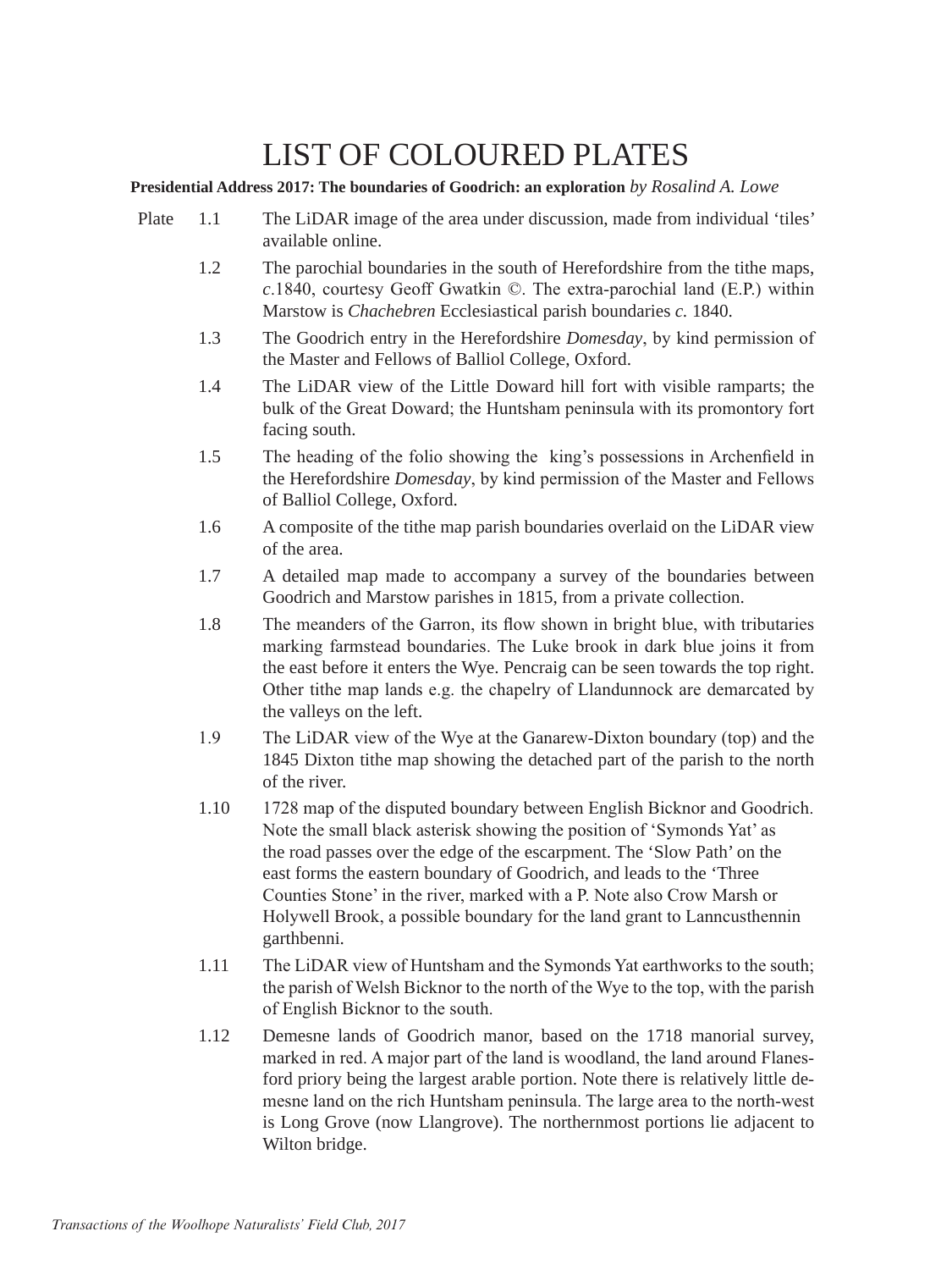# LIST OF COLOURED PLATES

**Presidential Address 2017: The boundaries of Goodrich: an exploration** *by Rosalind A. Lowe*

Plate 1.1 The LiDAR image of the area under discussion, made from individual 'tiles' available online.

1.2 The parochial boundaries in the south of Herefordshire from the tithe maps, *c*.1840, courtesy Geoff Gwatkin ©. The extra-parochial land (E.P.) within Marstow is *Chachebren* Ecclesiastical parish boundaries *c.* 1840.

1.3 The Goodrich entry in the Herefordshire *Domesday*, by kind permission of the Master and Fellows of Balliol College, Oxford.

1.4 The LiDAR view of the Little Doward hill fort with visible ramparts; the bulk of the Great Doward; the Huntsham peninsula with its promontory fort facing south.

1.5 The heading of the folio showing the king's possessions in Archenfield in the Herefordshire *Domesday*, by kind permission of the Master and Fellows of Balliol College, Oxford.

1.6 A composite of the tithe map parish boundaries overlaid on the LiDAR view of the area.

1.7 A detailed map made to accompany a survey of the boundaries between Goodrich and Marstow parishes in 1815, from a private collection.

1.8 The meanders of the Garron, its flow shown in bright blue, with tributaries marking farmstead boundaries. The Luke brook in dark blue joins it from the east before it enters the Wye. Pencraig can be seen towards the top right. Other tithe map lands e.g. the chapelry of Llandunnock are demarcated by the valleys on the left.

1.9 The LiDAR view of the Wye at the Ganarew-Dixton boundary (top) and the 1845 Dixton tithe map showing the detached part of the parish to the north of the river.

1.10 1728 map of the disputed boundary between English Bicknor and Goodrich. Note the small black asterisk showing the position of 'Symonds Yat' as the road passes over the edge of the escarpment. The 'Slow Path' on the east forms the eastern boundary of Goodrich, and leads to the 'Three Counties Stone' in the river, marked with a P. Note also Crow Marsh or Holywell Brook, a possible boundary for the land grant to Lanncusthennin garthbenni.

1.11 The LiDAR view of Huntsham and the Symonds Yat earthworks to the south; the parish of Welsh Bicknor to the north of the Wye to the top, with the parish of English Bicknor to the south.

1.12 Demesne lands of Goodrich manor, based on the 1718 manorial survey, marked in red. A major part of the land is woodland, the land around Flanesford priory being the largest arable portion. Note there is relatively little demesne land on the rich Huntsham peninsula. The large area to the north-west is Long Grove (now Llangrove). The northernmost portions lie adjacent to Wilton bridge.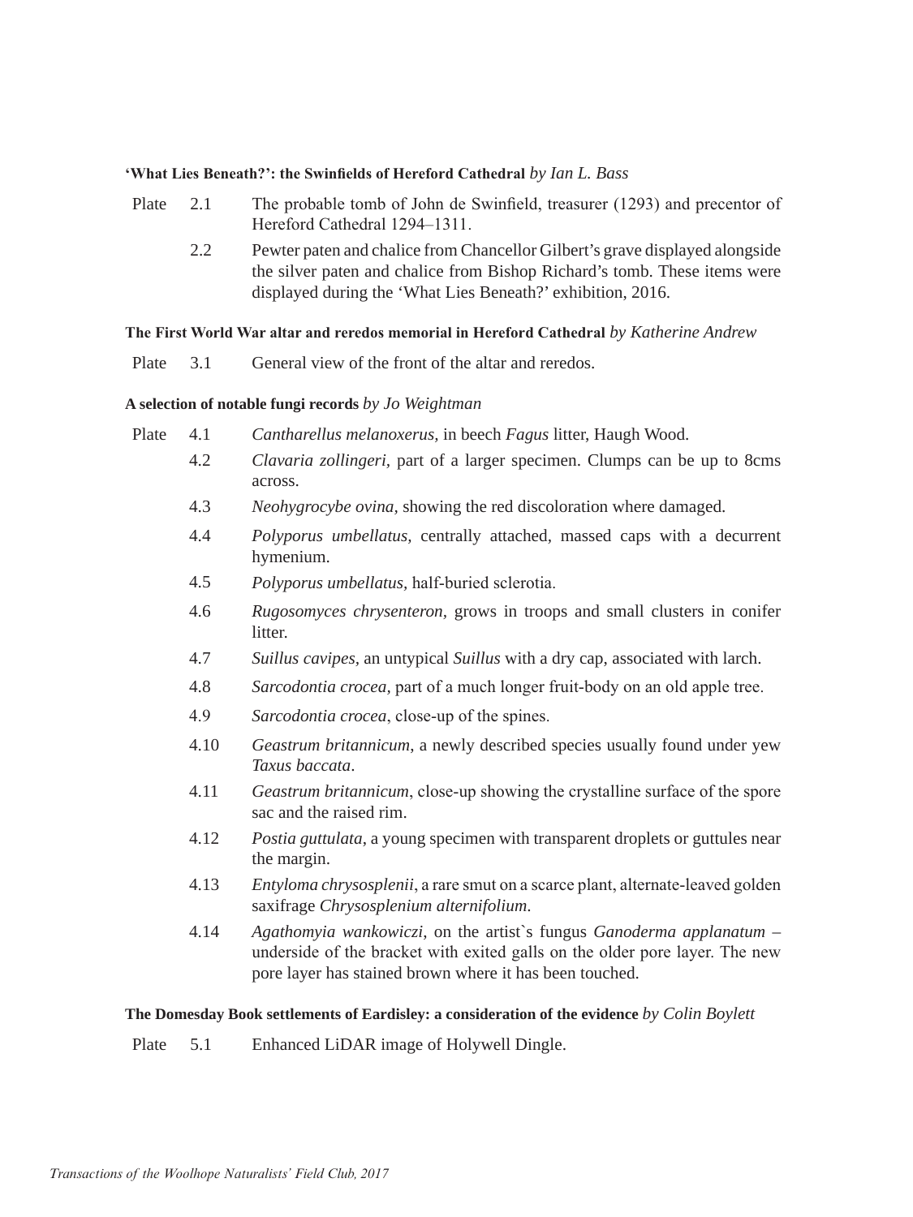**'What Lies Beneath?': the Swinfields of Hereford Cathedral** *by Ian L. Bass*

Plate 2.1 The probable tomb of John de Swinfield, treasurer (1293) and precentor of Hereford Cathedral 1294–1311.

2.2 Pewter paten and chalice from Chancellor Gilbert's grave displayed alongside the silver paten and chalice from Bishop Richard's tomb. These items were displayed during the 'What Lies Beneath?' exhibition, 2016.

**The First World War altar and reredos memorial in Hereford Cathedral** *by Katherine Andrew*

Plate 3.1 General view of the front of the altar and reredos.

**A selection of notable fungi records** *by Jo Weightman*

Plate 4.1 *Cantharellus melanoxerus*, in beech *Fagus* litter, Haugh Wood.

4.2 *Clavaria zollingeri*, part of a larger specimen. Clumps can be up to 8cms across.

4.3 *Neohygrocybe ovina*, showing the red discoloration where damaged.

4.4 *Polyporus umbellatus*, centrally attached, massed caps with a decurrent hymenium.

4.5 *Polyporus umbellatus*, half-buried sclerotia.

4.6 *Rugosomyces chrysenteron*, grows in troops and small clusters in conifer litter.

4.7 *Suillus cavipes*, an untypical *Suillus* with a dry cap, associated with larch.

4.8 *Sarcodontia crocea*, part of a much longer fruit-body on an old apple tree.

4.9 *Sarcodontia crocea*, close-up of the spines.

4.10 *Geastrum britannicum*, a newly described species usually found under yew *Taxus baccata*.

4.11 *Geastrum britannicum*, close-up showing the crystalline surface of the spore sac and the raised rim.

4.12 *Postia guttulata*, a young specimen with transparent droplets or guttules near the margin.

4.13 *Entyloma chrysosplenii*, a rare smut on a scarce plant, alternate-leaved golden saxifrage *Chrysosplenium alternifolium*.

4.14 *Agathomyia wankowiczi*, on the artist`s fungus *Ganoderma applanatum* – underside of the bracket with exited galls on the older pore layer. The new pore layer has stained brown where it has been touched.

**The Domesday Book settlements of Eardisley: a consideration of the evidence** *by Colin Boylett*

Plate 5.1 Enhanced LiDAR image of Holywell Dingle.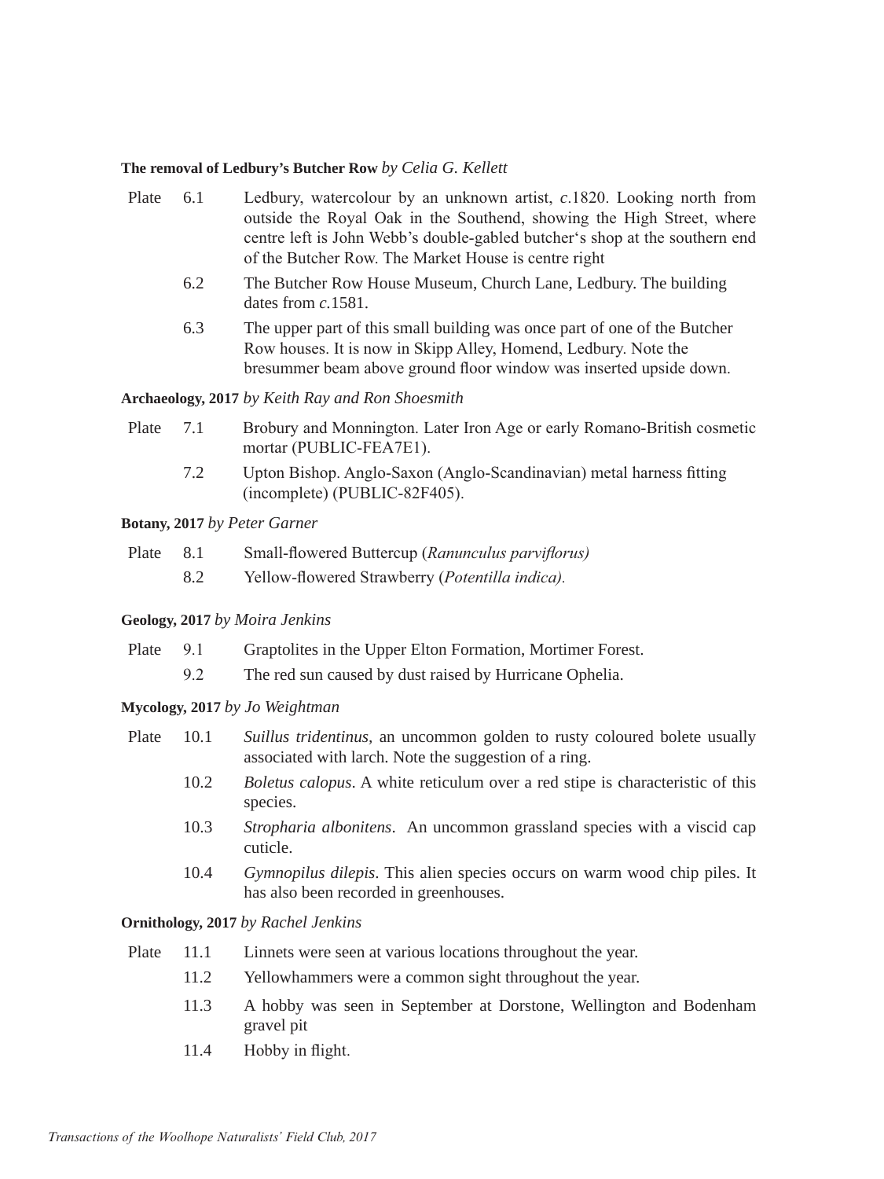**The removal of Ledbury's Butcher Row** *by Celia G. Kellett*

Plate 6.1 Ledbury, watercolour by an unknown artist, *c*.1820. Looking north from outside the Royal Oak in the Southend, showing the High Street, where centre left is John Webb's double-gabled butcher's shop at the southern end of the Butcher Row. The Market House is centre right

6.2 The Butcher Row House Museum, Church Lane, Ledbury. The building dates from *c*.1581.

6.3 The upper part of this small building was once part of one of the Butcher Row houses. It is now in Skipp Alley, Homend, Ledbury. Note the bresummer beam above ground floor window was inserted upside down.

**Archaeology, 2017** *by Keith Ray and Ron Shoesmith*

Plate 7.1 Brobury and Monnington. Later Iron Age or early Romano-British cosmetic mortar (PUBLIC-FEA7E1).

7.2 Upton Bishop. Anglo-Saxon (Anglo-Scandinavian) metal harness fitting (incomplete) (PUBLIC-82F405).

**Botany, 2017** *by Peter Garner*

Plate 8.1 Small-flowered Buttercup (*Ranunculus parviflorus)*

8.2 Yellow-flowered Strawberry (*Potentilla indica).*

**Geology, 2017** *by Moira Jenkins*

Plate 9.1 Graptolites in the Upper Elton Formation, Mortimer Forest.

9.2 The red sun caused by dust raised by Hurricane Ophelia.

**Mycology, 2017** *by Jo Weightman*

Plate 10.1 *Suillus tridentinus,* an uncommon golden to rusty coloured bolete usually associated with larch. Note the suggestion of a ring.

10.2 *Boletus calopus*. A white reticulum over a red stipe is characteristic of this species.

10.3 *Stropharia albonitens*. An uncommon grassland species with a viscid cap cuticle.

10.4 *Gymnopilus dilepis*. This alien species occurs on warm wood chip piles. It has also been recorded in greenhouses.

**Ornithology, 2017** *by Rachel Jenkins*

Plate 11.1 Linnets were seen at various locations throughout the year.

11.2 Yellowhammers were a common sight throughout the year.

11.3 A hobby was seen in September at Dorstone, Wellington and Bodenham gravel pit

11.4 Hobby in flight.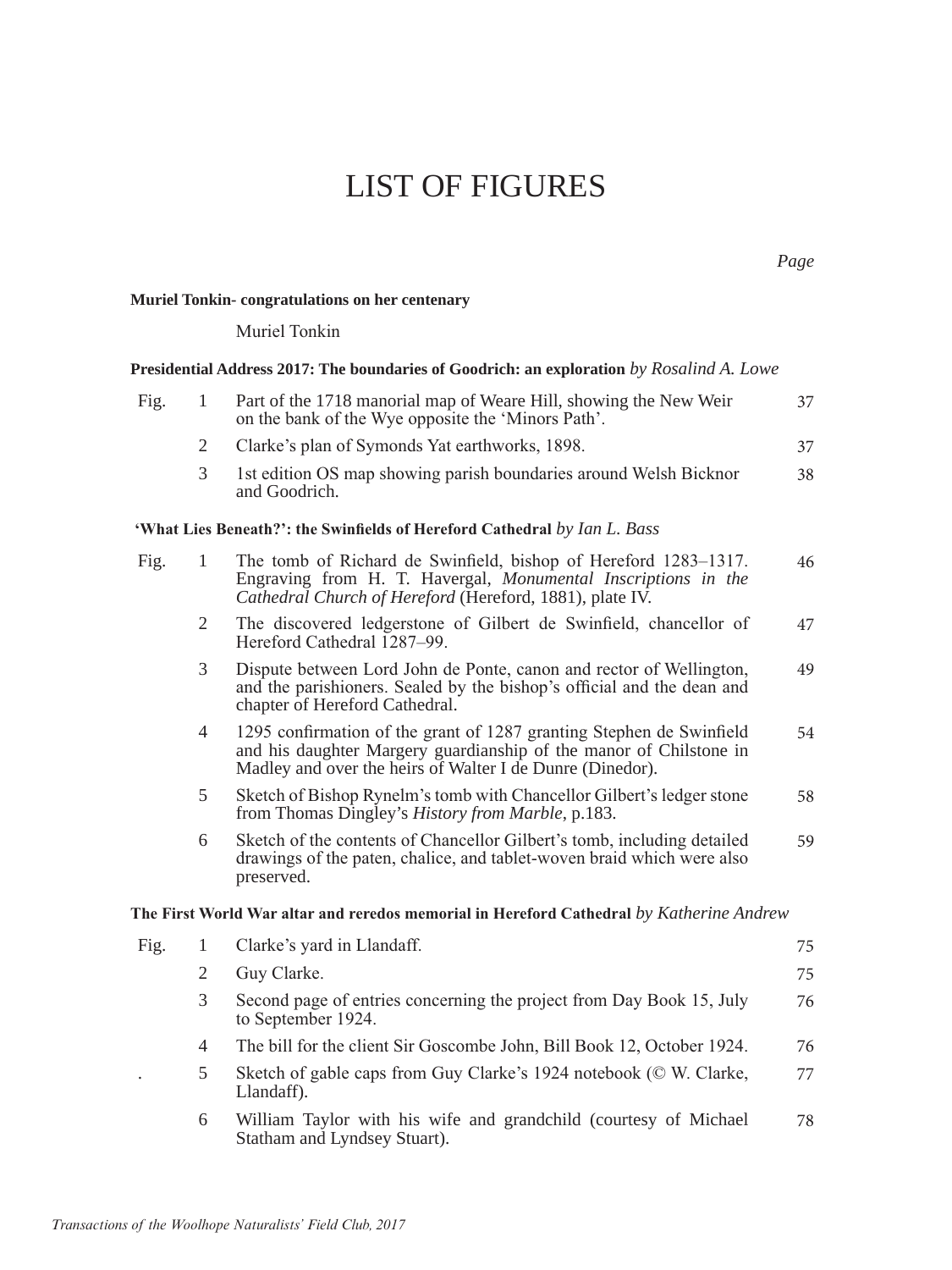# LIST OF FIGURES

*Page*

**Muriel Tonkin- congratulations on her centenary**

Muriel Tonkin

**Presidential Address 2017: The boundaries of Goodrich: an exploration** *by Rosalind A. Lowe*

| | | | |
|---|---|---|---|
| Fig. | 1 | Part of the 1718 manorial map of Weare Hill, showing the New Weir on the bank of the Wye opposite the 'Minors Path'. | 37 |
| | 2 | Clarke's plan of Symonds Yat earthworks, 1898. | 37 |
| | 3 | 1st edition OS map showing parish boundaries around Welsh Bicknor and Goodrich. | 38 |

**'What Lies Beneath?': the Swinfields of Hereford Cathedral** *by Ian L. Bass*

| | | | |
|---|---|---|---|
| Fig. | 1 | The tomb of Richard de Swinfield, bishop of Hereford 1283–1317. Engraving from H. T. Havergal, *Monumental Inscriptions in the Cathedral Church of Hereford* (Hereford, 1881), plate IV. | 46 |
| | 2 | The discovered ledgerstone of Gilbert de Swinfield, chancellor of Hereford Cathedral 1287–99. | 47 |
| | 3 | Dispute between Lord John de Ponte, canon and rector of Wellington, and the parishioners. Sealed by the bishop's official and the dean and chapter of Hereford Cathedral. | 49 |
| | 4 | 1295 confirmation of the grant of 1287 granting Stephen de Swinfield and his daughter Margery guardianship of the manor of Chilstone in Madley and over the heirs of Walter I de Dunre (Dinedor). | 54 |
| | 5 | Sketch of Bishop Rynelm's tomb with Chancellor Gilbert's ledger stone from Thomas Dingley's *History from Marble*, p.183. | 58 |
| | 6 | Sketch of the contents of Chancellor Gilbert's tomb, including detailed drawings of the paten, chalice, and tablet-woven braid which were also preserved. | 59 |

**The First World War altar and reredos memorial in Hereford Cathedral** *by Katherine Andrew*

| | | | |
|---|---|---|---|
| Fig. | 1 | Clarke's yard in Llandaff. | 75 |
| | 2 | Guy Clarke. | 75 |
| | 3 | Second page of entries concerning the project from Day Book 15, July to September 1924. | 76 |
| | 4 | The bill for the client Sir Goscombe John, Bill Book 12, October 1924. | 76 |
| . | 5 | Sketch of gable caps from Guy Clarke's 1924 notebook (© W. Clarke, Llandaff). | 77 |
| | 6 | William Taylor with his wife and grandchild (courtesy of Michael Statham and Lyndsey Stuart). | 78 |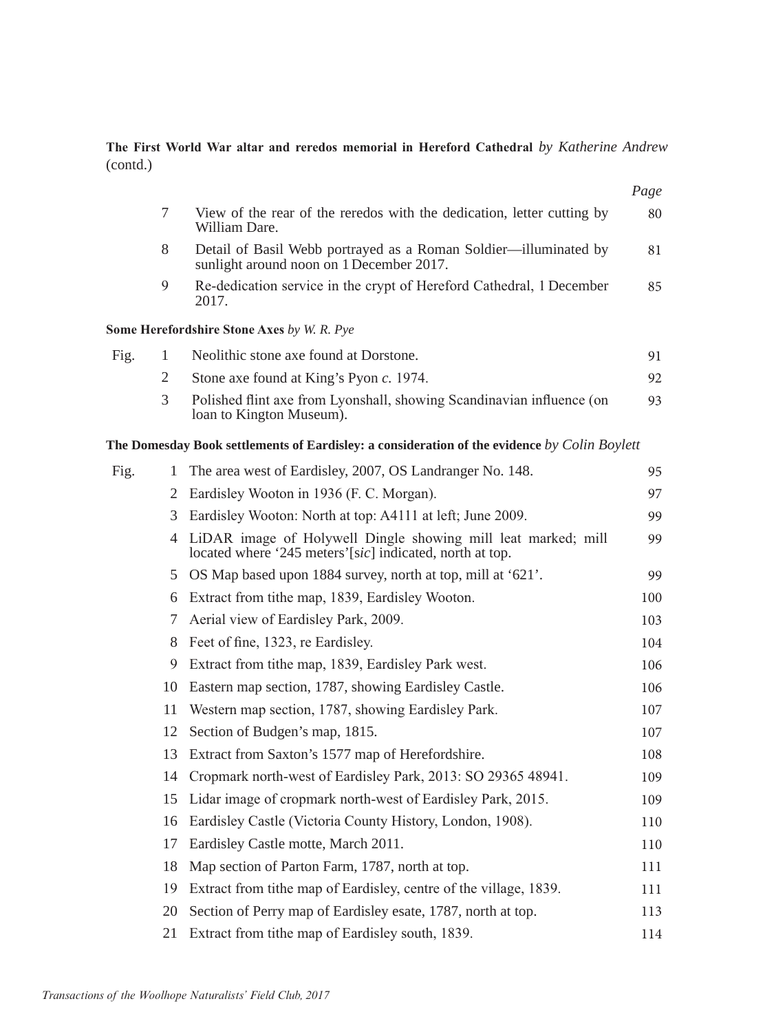**The First World War altar and reredos memorial in Hereford Cathedral** *by Katherine Andrew* (contd.)

| | | | *Page* |
|---|---|---|---|
| | 7 | View of the rear of the reredos with the dedication, letter cutting by William Dare. | 80 |
| | 8 | Detail of Basil Webb portrayed as a Roman Soldier—illuminated by sunlight around noon on 1 December 2017. | 81 |
| | 9 | Re-dedication service in the crypt of Hereford Cathedral, 1 December 2017. | 85 |

**Some Herefordshire Stone Axes** *by W. R. Pye*

| | | | |
|---|---|---|---|
| Fig. | 1 | Neolithic stone axe found at Dorstone. | 91 |
| | 2 | Stone axe found at King's Pyon *c.* 1974. | 92 |
| | 3 | Polished flint axe from Lyonshall, showing Scandinavian influence (on loan to Kington Museum). | 93 |

**The Domesday Book settlements of Eardisley: a consideration of the evidence** *by Colin Boylett*

| | | | |
|---|---|---|---|
| Fig. | 1 | The area west of Eardisley, 2007, OS Landranger No. 148. | 95 |
| | 2 | Eardisley Wooton in 1936 (F. C. Morgan). | 97 |
| | 3 | Eardisley Wooton: North at top: A4111 at left; June 2009. | 99 |
| | 4 | LiDAR image of Holywell Dingle showing mill leat marked; mill located where '245 meters'[*sic*] indicated, north at top. | 99 |
| | 5 | OS Map based upon 1884 survey, north at top, mill at '621'. | 99 |
| | 6 | Extract from tithe map, 1839, Eardisley Wooton. | 100 |
| | 7 | Aerial view of Eardisley Park, 2009. | 103 |
| | 8 | Feet of fine, 1323, re Eardisley. | 104 |
| | 9 | Extract from tithe map, 1839, Eardisley Park west. | 106 |
| | 10 | Eastern map section, 1787, showing Eardisley Castle. | 106 |
| | 11 | Western map section, 1787, showing Eardisley Park. | 107 |
| | 12 | Section of Budgen's map, 1815. | 107 |
| | 13 | Extract from Saxton's 1577 map of Herefordshire. | 108 |
| | 14 | Cropmark north-west of Eardisley Park, 2013: SO 29365 48941. | 109 |
| | 15 | Lidar image of cropmark north-west of Eardisley Park, 2015. | 109 |
| | 16 | Eardisley Castle (Victoria County History, London, 1908). | 110 |
| | 17 | Eardisley Castle motte, March 2011. | 110 |
| | 18 | Map section of Parton Farm, 1787, north at top. | 111 |
| | 19 | Extract from tithe map of Eardisley, centre of the village, 1839. | 111 |
| | 20 | Section of Perry map of Eardisley esate, 1787, north at top. | 113 |
| | 21 | Extract from tithe map of Eardisley south, 1839. | 114 |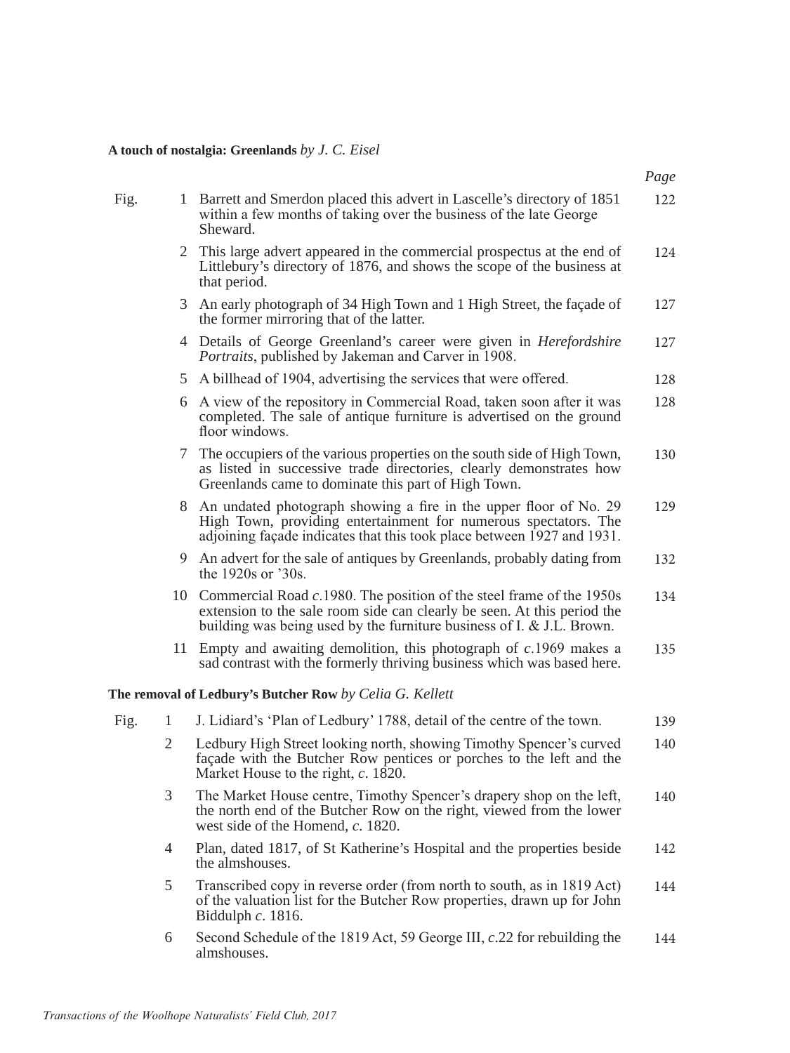**A touch of nostalgia: Greenlands** *by J. C. Eisel*

| Fig. | | | Page |
|---|---|---|---|
| Fig. | 1 | Barrett and Smerdon placed this advert in Lascelle's directory of 1851 within a few months of taking over the business of the late George Sheward. | 122 |
| | 2 | This large advert appeared in the commercial prospectus at the end of Littlebury's directory of 1876, and shows the scope of the business at that period. | 124 |
| | 3 | An early photograph of 34 High Town and 1 High Street, the façade of the former mirroring that of the latter. | 127 |
| | 4 | Details of George Greenland's career were given in *Herefordshire Portraits*, published by Jakeman and Carver in 1908. | 127 |
| | 5 | A billhead of 1904, advertising the services that were offered. | 128 |
| | 6 | A view of the repository in Commercial Road, taken soon after it was completed. The sale of antique furniture is advertised on the ground floor windows. | 128 |
| | 7 | The occupiers of the various properties on the south side of High Town, as listed in successive trade directories, clearly demonstrates how Greenlands came to dominate this part of High Town. | 130 |
| | 8 | An undated photograph showing a fire in the upper floor of No. 29 High Town, providing entertainment for numerous spectators. The adjoining façade indicates that this took place between 1927 and 1931. | 129 |
| | 9 | An advert for the sale of antiques by Greenlands, probably dating from the 1920s or '30s. | 132 |
| | 10 | Commercial Road *c*.1980. The position of the steel frame of the 1950s extension to the sale room side can clearly be seen. At this period the building was being used by the furniture business of I. & J.L. Brown. | 134 |
| | 11 | Empty and awaiting demolition, this photograph of *c*.1969 makes a sad contrast with the formerly thriving business which was based here. | 135 |

**The removal of Ledbury's Butcher Row** *by Celia G. Kellett*

| Fig. | | | Page |
|---|---|---|---|
| Fig. | 1 | J. Lidiard's 'Plan of Ledbury' 1788, detail of the centre of the town. | 139 |
| | 2 | Ledbury High Street looking north, showing Timothy Spencer's curved façade with the Butcher Row pentices or porches to the left and the Market House to the right, *c*. 1820. | 140 |
| | 3 | The Market House centre, Timothy Spencer's drapery shop on the left, the north end of the Butcher Row on the right, viewed from the lower west side of the Homend, *c*. 1820. | 140 |
| | 4 | Plan, dated 1817, of St Katherine's Hospital and the properties beside the almshouses. | 142 |
| | 5 | Transcribed copy in reverse order (from north to south, as in 1819 Act) of the valuation list for the Butcher Row properties, drawn up for John Biddulph *c*. 1816. | 144 |
| | 6 | Second Schedule of the 1819 Act, 59 George III, *c*.22 for rebuilding the almshouses. | 144 |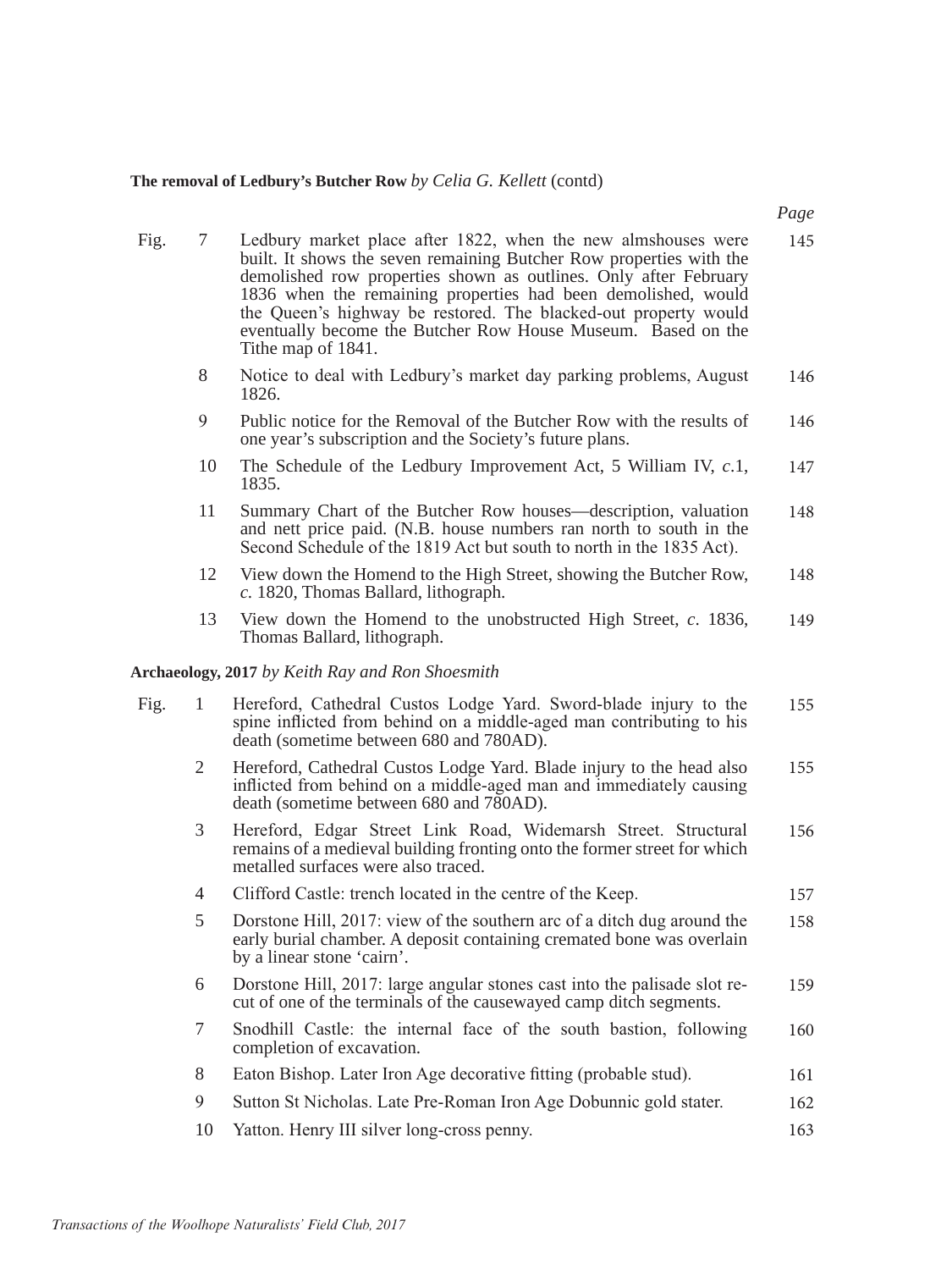**The removal of Ledbury's Butcher Row** *by Celia G. Kellett* (contd)

| | | | *Page* |
|---|---|---|---|
| Fig. | 7 | Ledbury market place after 1822, when the new almshouses were built. It shows the seven remaining Butcher Row properties with the demolished row properties shown as outlines. Only after February 1836 when the remaining properties had been demolished, would the Queen's highway be restored. The blacked-out property would eventually become the Butcher Row House Museum. Based on the Tithe map of 1841. | 145 |
| | 8 | Notice to deal with Ledbury's market day parking problems, August 1826. | 146 |
| | 9 | Public notice for the Removal of the Butcher Row with the results of one year's subscription and the Society's future plans. | 146 |
| | 10 | The Schedule of the Ledbury Improvement Act, 5 William IV, *c*.1, 1835. | 147 |
| | 11 | Summary Chart of the Butcher Row houses—description, valuation and nett price paid. (N.B. house numbers ran north to south in the Second Schedule of the 1819 Act but south to north in the 1835 Act). | 148 |
| | 12 | View down the Homend to the High Street, showing the Butcher Row, *c.* 1820, Thomas Ballard, lithograph. | 148 |
| | 13 | View down the Homend to the unobstructed High Street, *c*. 1836, Thomas Ballard, lithograph. | 149 |

**Archaeology, 2017** *by Keith Ray and Ron Shoesmith*

| | | | |
|---|---|---|---|
| Fig. | 1 | Hereford, Cathedral Custos Lodge Yard. Sword-blade injury to the spine inflicted from behind on a middle-aged man contributing to his death (sometime between 680 and 780AD). | 155 |
| | 2 | Hereford, Cathedral Custos Lodge Yard. Blade injury to the head also inflicted from behind on a middle-aged man and immediately causing death (sometime between 680 and 780AD). | 155 |
| | 3 | Hereford, Edgar Street Link Road, Widemarsh Street. Structural remains of a medieval building fronting onto the former street for which metalled surfaces were also traced. | 156 |
| | 4 | Clifford Castle: trench located in the centre of the Keep. | 157 |
| | 5 | Dorstone Hill, 2017: view of the southern arc of a ditch dug around the early burial chamber. A deposit containing cremated bone was overlain by a linear stone 'cairn'. | 158 |
| | 6 | Dorstone Hill, 2017: large angular stones cast into the palisade slot re-cut of one of the terminals of the causewayed camp ditch segments. | 159 |
| | 7 | Snodhill Castle: the internal face of the south bastion, following completion of excavation. | 160 |
| | 8 | Eaton Bishop. Later Iron Age decorative fitting (probable stud). | 161 |
| | 9 | Sutton St Nicholas. Late Pre-Roman Iron Age Dobunnic gold stater. | 162 |
| | 10 | Yatton. Henry III silver long-cross penny. | 163 |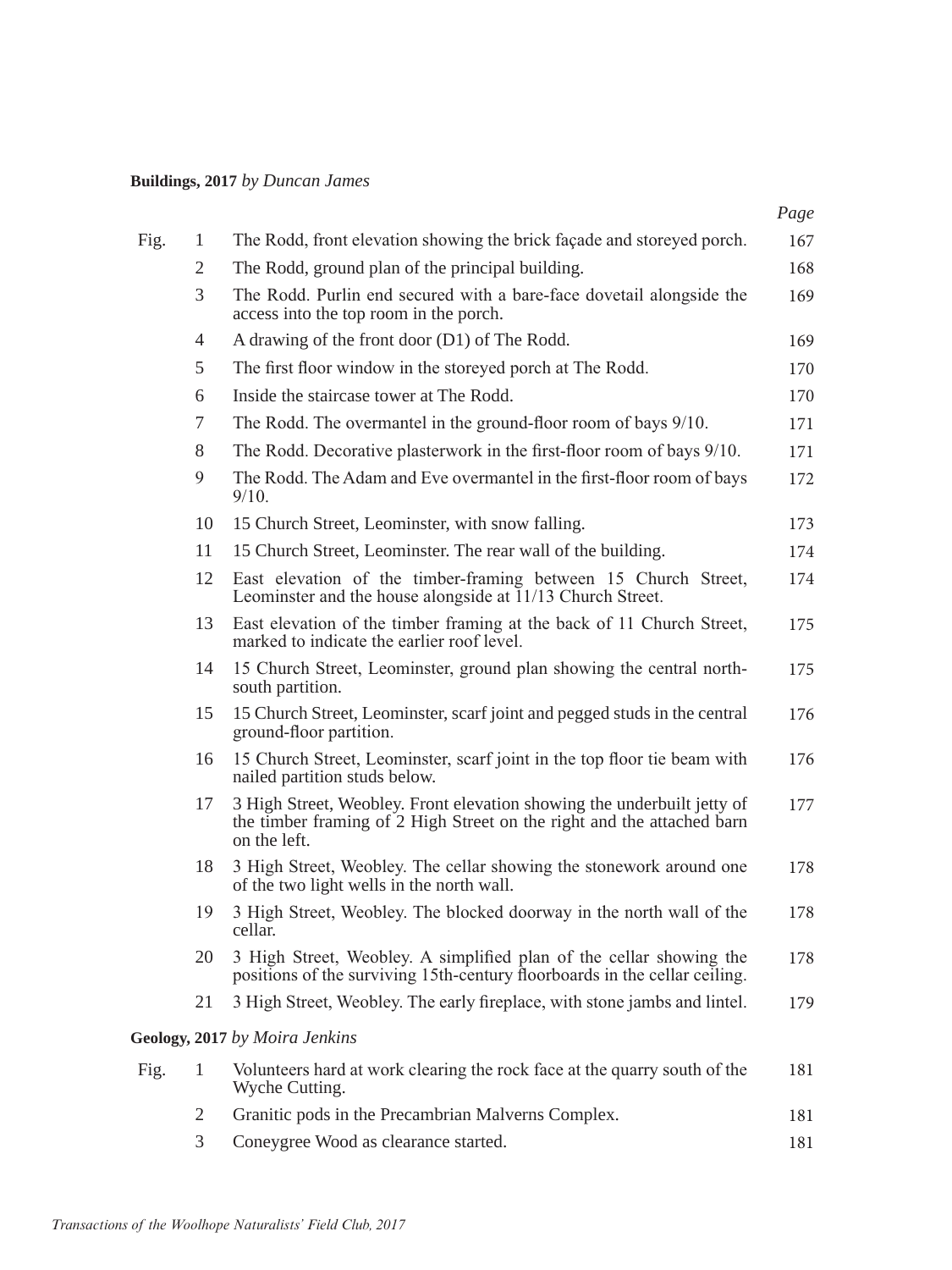**Buildings, 2017** *by Duncan James*

| | | | *Page* |
|---|---|---|---|
| Fig. | 1 | The Rodd, front elevation showing the brick façade and storeyed porch. | 167 |
| | 2 | The Rodd, ground plan of the principal building. | 168 |
| | 3 | The Rodd. Purlin end secured with a bare-face dovetail alongside the access into the top room in the porch. | 169 |
| | 4 | A drawing of the front door (D1) of The Rodd. | 169 |
| | 5 | The first floor window in the storeyed porch at The Rodd. | 170 |
| | 6 | Inside the staircase tower at The Rodd. | 170 |
| | 7 | The Rodd. The overmantel in the ground-floor room of bays 9/10. | 171 |
| | 8 | The Rodd. Decorative plasterwork in the first-floor room of bays 9/10. | 171 |
| | 9 | The Rodd. The Adam and Eve overmantel in the first-floor room of bays 9/10. | 172 |
| | 10 | 15 Church Street, Leominster, with snow falling. | 173 |
| | 11 | 15 Church Street, Leominster. The rear wall of the building. | 174 |
| | 12 | East elevation of the timber-framing between 15 Church Street, Leominster and the house alongside at 11/13 Church Street. | 174 |
| | 13 | East elevation of the timber framing at the back of 11 Church Street, marked to indicate the earlier roof level. | 175 |
| | 14 | 15 Church Street, Leominster, ground plan showing the central north-south partition. | 175 |
| | 15 | 15 Church Street, Leominster, scarf joint and pegged studs in the central ground-floor partition. | 176 |
| | 16 | 15 Church Street, Leominster, scarf joint in the top floor tie beam with nailed partition studs below. | 176 |
| | 17 | 3 High Street, Weobley. Front elevation showing the underbuilt jetty of the timber framing of 2 High Street on the right and the attached barn on the left. | 177 |
| | 18 | 3 High Street, Weobley. The cellar showing the stonework around one of the two light wells in the north wall. | 178 |
| | 19 | 3 High Street, Weobley. The blocked doorway in the north wall of the cellar. | 178 |
| | 20 | 3 High Street, Weobley. A simplified plan of the cellar showing the positions of the surviving 15th-century floorboards in the cellar ceiling. | 178 |
| | 21 | 3 High Street, Weobley. The early fireplace, with stone jambs and lintel. | 179 |

**Geology, 2017** *by Moira Jenkins*

| | | | |
|---|---|---|---|
| Fig. | 1 | Volunteers hard at work clearing the rock face at the quarry south of the Wyche Cutting. | 181 |
| | 2 | Granitic pods in the Precambrian Malverns Complex. | 181 |
| | 3 | Coneygree Wood as clearance started. | 181 |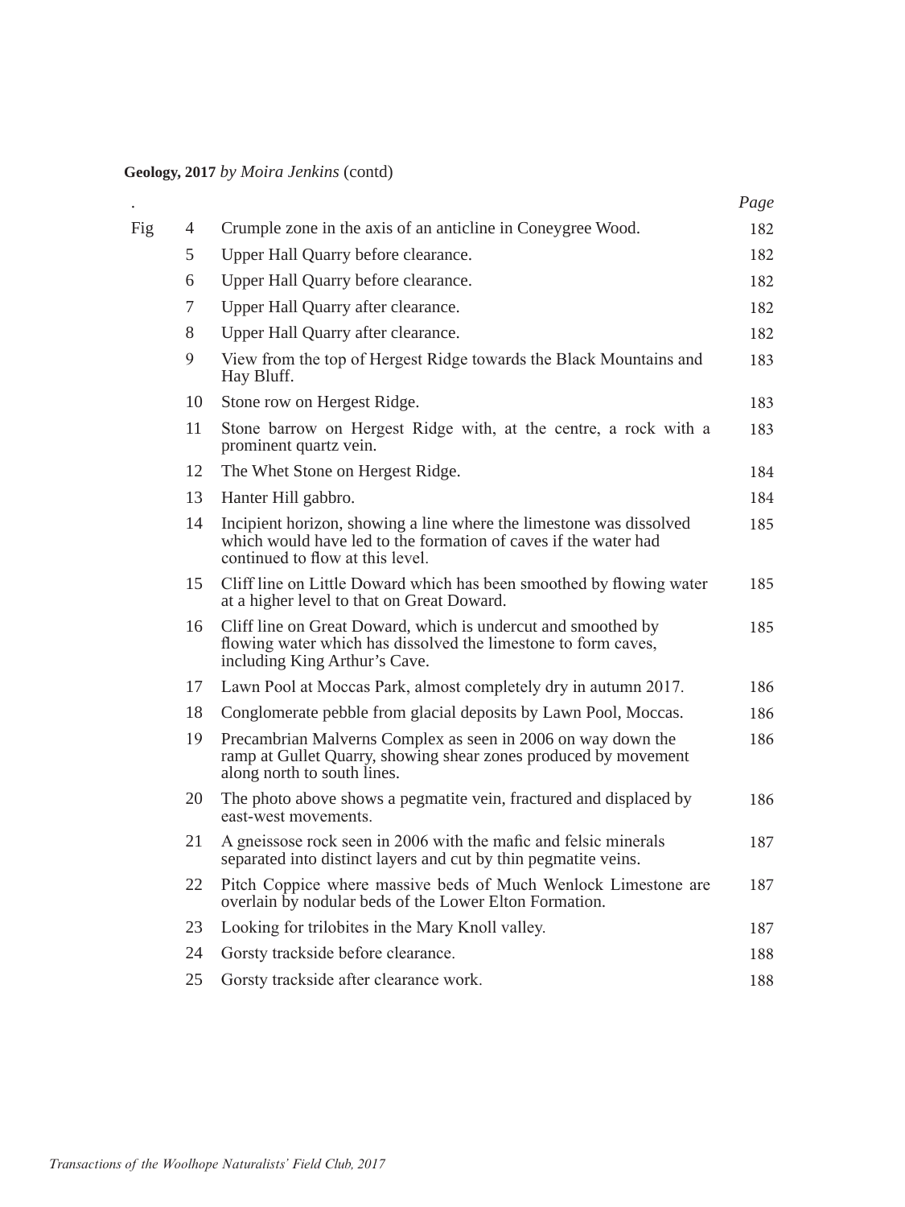**Geology, 2017** *by Moira Jenkins* (contd)

| . | | | *Page* |
|---|---|---|---|
| Fig | 4 | Crumple zone in the axis of an anticline in Coneygree Wood. | 182 |
| | 5 | Upper Hall Quarry before clearance. | 182 |
| | 6 | Upper Hall Quarry before clearance. | 182 |
| | 7 | Upper Hall Quarry after clearance. | 182 |
| | 8 | Upper Hall Quarry after clearance. | 182 |
| | 9 | View from the top of Hergest Ridge towards the Black Mountains and Hay Bluff. | 183 |
| | 10 | Stone row on Hergest Ridge. | 183 |
| | 11 | Stone barrow on Hergest Ridge with, at the centre, a rock with a prominent quartz vein. | 183 |
| | 12 | The Whet Stone on Hergest Ridge. | 184 |
| | 13 | Hanter Hill gabbro. | 184 |
| | 14 | Incipient horizon, showing a line where the limestone was dissolved which would have led to the formation of caves if the water had continued to flow at this level. | 185 |
| | 15 | Cliff line on Little Doward which has been smoothed by flowing water at a higher level to that on Great Doward. | 185 |
| | 16 | Cliff line on Great Doward, which is undercut and smoothed by flowing water which has dissolved the limestone to form caves, including King Arthur's Cave. | 185 |
| | 17 | Lawn Pool at Moccas Park, almost completely dry in autumn 2017. | 186 |
| | 18 | Conglomerate pebble from glacial deposits by Lawn Pool, Moccas. | 186 |
| | 19 | Precambrian Malverns Complex as seen in 2006 on way down the ramp at Gullet Quarry, showing shear zones produced by movement along north to south lines. | 186 |
| | 20 | The photo above shows a pegmatite vein, fractured and displaced by east-west movements. | 186 |
| | 21 | A gneissose rock seen in 2006 with the mafic and felsic minerals separated into distinct layers and cut by thin pegmatite veins. | 187 |
| | 22 | Pitch Coppice where massive beds of Much Wenlock Limestone are overlain by nodular beds of the Lower Elton Formation. | 187 |
| | 23 | Looking for trilobites in the Mary Knoll valley. | 187 |
| | 24 | Gorsty trackside before clearance. | 188 |
| | 25 | Gorsty trackside after clearance work. | 188 |